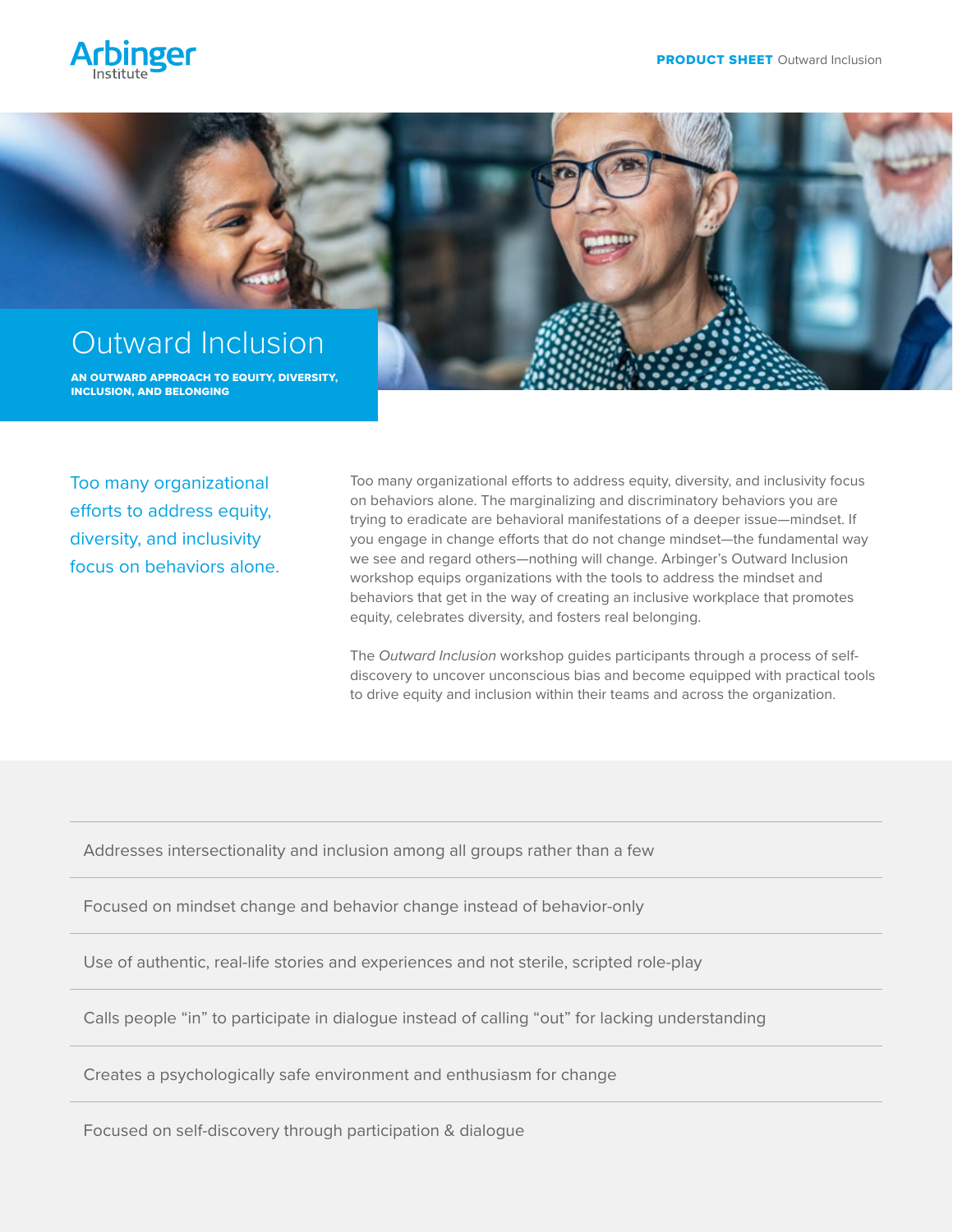Arbinger Institute

**PRODUCT SHEET** Outward Inclusion

# Outward Inclusion

**AN OUTWARD APPROACH TO EQUITY, DIVERSITY, INCLUSION, AND BELONGING**

Too many organizational efforts to address equity, diversity, and inclusivity focus on behaviors alone.

Too many organizational efforts to address equity, diversity, and inclusivity focus on behaviors alone. The marginalizing and discriminatory behaviors you are trying to eradicate are behavioral manifestations of a deeper issue—mindset. If you engage in change efforts that do not change mindset—the fundamental way we see and regard others—nothing will change. Arbinger's Outward Inclusion workshop equips organizations with the tools to address the mindset and behaviors that get in the way of creating an inclusive workplace that promotes equity, celebrates diversity, and fosters real belonging.

The *Outward Inclusion* workshop guides participants through a process of self-discovery to uncover unconscious bias and become equipped with practical tools to drive equity and inclusion within their teams and across the organization.

- Addresses intersectionality and inclusion among all groups rather than a few
- Focused on mindset change and behavior change instead of behavior-only
- Use of authentic, real-life stories and experiences and not sterile, scripted role-play
- Calls people "in" to participate in dialogue instead of calling "out" for lacking understanding
- Creates a psychologically safe environment and enthusiasm for change
- Focused on self-discovery through participation & dialogue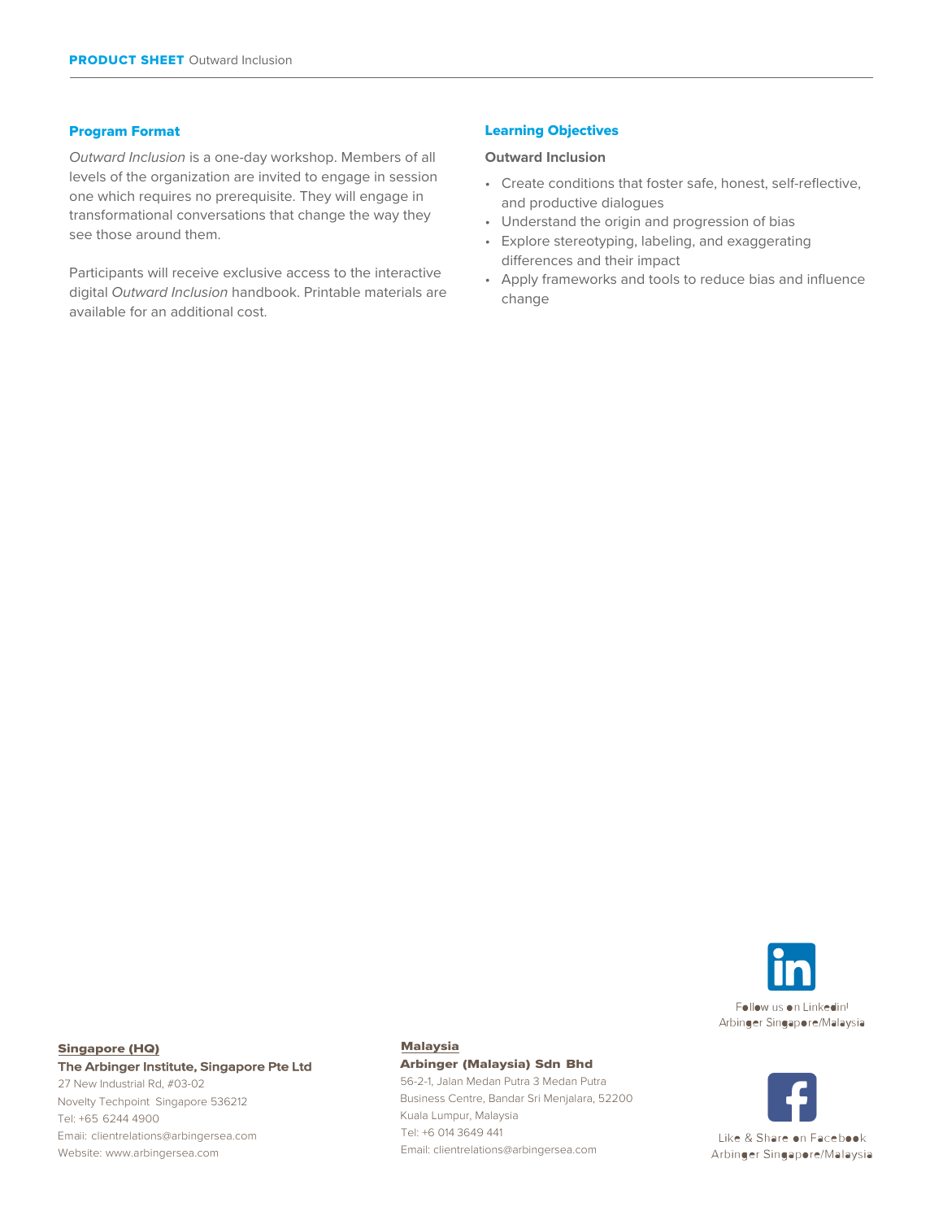## Program Format

*Outward Inclusion* is a one-day workshop. Members of all levels of the organization are invited to engage in session one which requires no prerequisite. They will engage in transformational conversations that change the way they see those around them.

Participants will receive exclusive access to the interactive digital *Outward Inclusion* handbook. Printable materials are available for an additional cost.

## Learning Objectives

**Outward Inclusion**

- Create conditions that foster safe, honest, self-reflective, and productive dialogues
- Understand the origin and progression of bias
- Explore stereotyping, labeling, and exaggerating differences and their impact
- Apply frameworks and tools to reduce bias and influence change

Follow us on LinkedIn!
Arbinger Singapore/Malaysia

**Singapore (HQ)**

**The Arbinger Institute, Singapore Pte Ltd**
27 New Industrial Rd, #03-02
Novelty Techpoint Singapore 536212
Tel: +65 6244 4900
Email: clientrelations@arbingersea.com
Website: www.arbingersea.com

**Malaysia**

**Arbinger (Malaysia) Sdn Bhd**
56-2-1, Jalan Medan Putra 3 Medan Putra
Business Centre, Bandar Sri Menjalara, 52200
Kuala Lumpur, Malaysia
Tel: +6 014 3649 441
Email: clientrelations@arbingersea.com

Like & Share on Facebook
Arbinger Singapore/Malaysia